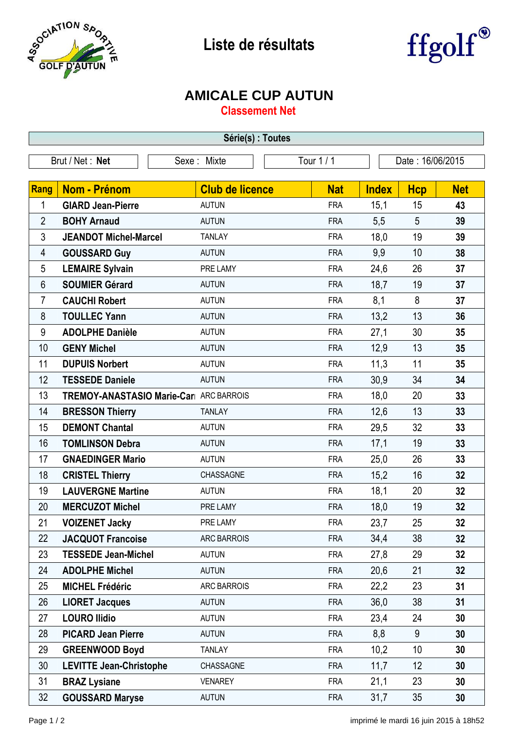# Liste de résultats

ffgolf®

## AMICALE CUP AUTUN

### Classement Net

**Série(s) : Toutes**

| Brut / Net : **Net** | Sexe : Mixte | Tour 1 / 1 | Date : 16/06/2015 |
|---|---|---|---|

| Rang | Nom - Prénom | Club de licence | Nat | Index | Hcp | Net |
|---|---|---|---|---|---|---|
| 1 | **GIARD Jean-Pierre** | AUTUN | FRA | 15,1 | 15 | **43** |
| 2 | **BOHY Arnaud** | AUTUN | FRA | 5,5 | 5 | **39** |
| 3 | **JEANDOT Michel-Marcel** | TANLAY | FRA | 18,0 | 19 | **39** |
| 4 | **GOUSSARD Guy** | AUTUN | FRA | 9,9 | 10 | **38** |
| 5 | **LEMAIRE Sylvain** | PRE LAMY | FRA | 24,6 | 26 | **37** |
| 6 | **SOUMIER Gérard** | AUTUN | FRA | 18,7 | 19 | **37** |
| 7 | **CAUCHI Robert** | AUTUN | FRA | 8,1 | 8 | **37** |
| 8 | **TOULLEC Yann** | AUTUN | FRA | 13,2 | 13 | **36** |
| 9 | **ADOLPHE Danièle** | AUTUN | FRA | 27,1 | 30 | **35** |
| 10 | **GENY Michel** | AUTUN | FRA | 12,9 | 13 | **35** |
| 11 | **DUPUIS Norbert** | AUTUN | FRA | 11,3 | 11 | **35** |
| 12 | **TESSEDE Daniele** | AUTUN | FRA | 30,9 | 34 | **34** |
| 13 | **TREMOY-ANASTASIO Marie-Cari** | ARC BARROIS | FRA | 18,0 | 20 | **33** |
| 14 | **BRESSON Thierry** | TANLAY | FRA | 12,6 | 13 | **33** |
| 15 | **DEMONT Chantal** | AUTUN | FRA | 29,5 | 32 | **33** |
| 16 | **TOMLINSON Debra** | AUTUN | FRA | 17,1 | 19 | **33** |
| 17 | **GNAEDINGER Mario** | AUTUN | FRA | 25,0 | 26 | **33** |
| 18 | **CRISTEL Thierry** | CHASSAGNE | FRA | 15,2 | 16 | **32** |
| 19 | **LAUVERGNE Martine** | AUTUN | FRA | 18,1 | 20 | **32** |
| 20 | **MERCUZOT Michel** | PRE LAMY | FRA | 18,0 | 19 | **32** |
| 21 | **VOIZENET Jacky** | PRE LAMY | FRA | 23,7 | 25 | **32** |
| 22 | **JACQUOT Francoise** | ARC BARROIS | FRA | 34,4 | 38 | **32** |
| 23 | **TESSEDE Jean-Michel** | AUTUN | FRA | 27,8 | 29 | **32** |
| 24 | **ADOLPHE Michel** | AUTUN | FRA | 20,6 | 21 | **32** |
| 25 | **MICHEL Frédéric** | ARC BARROIS | FRA | 22,2 | 23 | **31** |
| 26 | **LIORET Jacques** | AUTUN | FRA | 36,0 | 38 | **31** |
| 27 | **LOURO Ilidio** | AUTUN | FRA | 23,4 | 24 | **30** |
| 28 | **PICARD Jean Pierre** | AUTUN | FRA | 8,8 | 9 | **30** |
| 29 | **GREENWOOD Boyd** | TANLAY | FRA | 10,2 | 10 | **30** |
| 30 | **LEVITTE Jean-Christophe** | CHASSAGNE | FRA | 11,7 | 12 | **30** |
| 31 | **BRAZ Lysiane** | VENAREY | FRA | 21,1 | 23 | **30** |
| 32 | **GOUSSARD Maryse** | AUTUN | FRA | 31,7 | 35 | **30** |

imprimé le mardi 16 juin 2015 à 18h52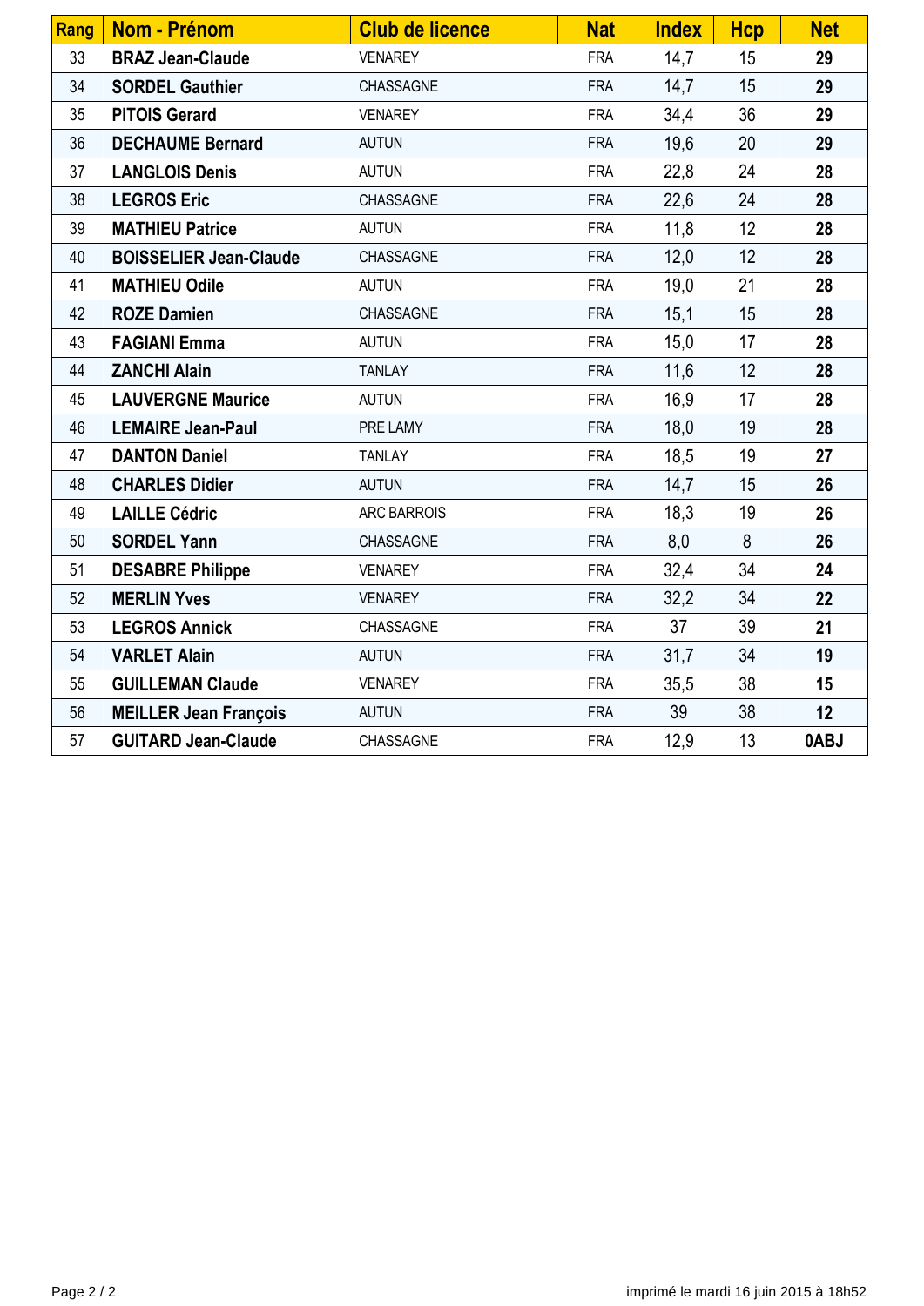| Rang | Nom - Prénom | Club de licence | Nat | Index | Hcp | Net |
|---|---|---|---|---|---|---|
| 33 | **BRAZ Jean-Claude** | VENAREY | FRA | 14,7 | 15 | **29** |
| 34 | **SORDEL Gauthier** | CHASSAGNE | FRA | 14,7 | 15 | **29** |
| 35 | **PITOIS Gerard** | VENAREY | FRA | 34,4 | 36 | **29** |
| 36 | **DECHAUME Bernard** | AUTUN | FRA | 19,6 | 20 | **29** |
| 37 | **LANGLOIS Denis** | AUTUN | FRA | 22,8 | 24 | **28** |
| 38 | **LEGROS Eric** | CHASSAGNE | FRA | 22,6 | 24 | **28** |
| 39 | **MATHIEU Patrice** | AUTUN | FRA | 11,8 | 12 | **28** |
| 40 | **BOISSELIER Jean-Claude** | CHASSAGNE | FRA | 12,0 | 12 | **28** |
| 41 | **MATHIEU Odile** | AUTUN | FRA | 19,0 | 21 | **28** |
| 42 | **ROZE Damien** | CHASSAGNE | FRA | 15,1 | 15 | **28** |
| 43 | **FAGIANI Emma** | AUTUN | FRA | 15,0 | 17 | **28** |
| 44 | **ZANCHI Alain** | TANLAY | FRA | 11,6 | 12 | **28** |
| 45 | **LAUVERGNE Maurice** | AUTUN | FRA | 16,9 | 17 | **28** |
| 46 | **LEMAIRE Jean-Paul** | PRE LAMY | FRA | 18,0 | 19 | **28** |
| 47 | **DANTON Daniel** | TANLAY | FRA | 18,5 | 19 | **27** |
| 48 | **CHARLES Didier** | AUTUN | FRA | 14,7 | 15 | **26** |
| 49 | **LAILLE Cédric** | ARC BARROIS | FRA | 18,3 | 19 | **26** |
| 50 | **SORDEL Yann** | CHASSAGNE | FRA | 8,0 | 8 | **26** |
| 51 | **DESABRE Philippe** | VENAREY | FRA | 32,4 | 34 | **24** |
| 52 | **MERLIN Yves** | VENAREY | FRA | 32,2 | 34 | **22** |
| 53 | **LEGROS Annick** | CHASSAGNE | FRA | 37 | 39 | **21** |
| 54 | **VARLET Alain** | AUTUN | FRA | 31,7 | 34 | **19** |
| 55 | **GUILLEMAN Claude** | VENAREY | FRA | 35,5 | 38 | **15** |
| 56 | **MEILLER Jean François** | AUTUN | FRA | 39 | 38 | **12** |
| 57 | **GUITARD Jean-Claude** | CHASSAGNE | FRA | 12,9 | 13 | **0ABJ** |

imprimé le mardi 16 juin 2015 à 18h52